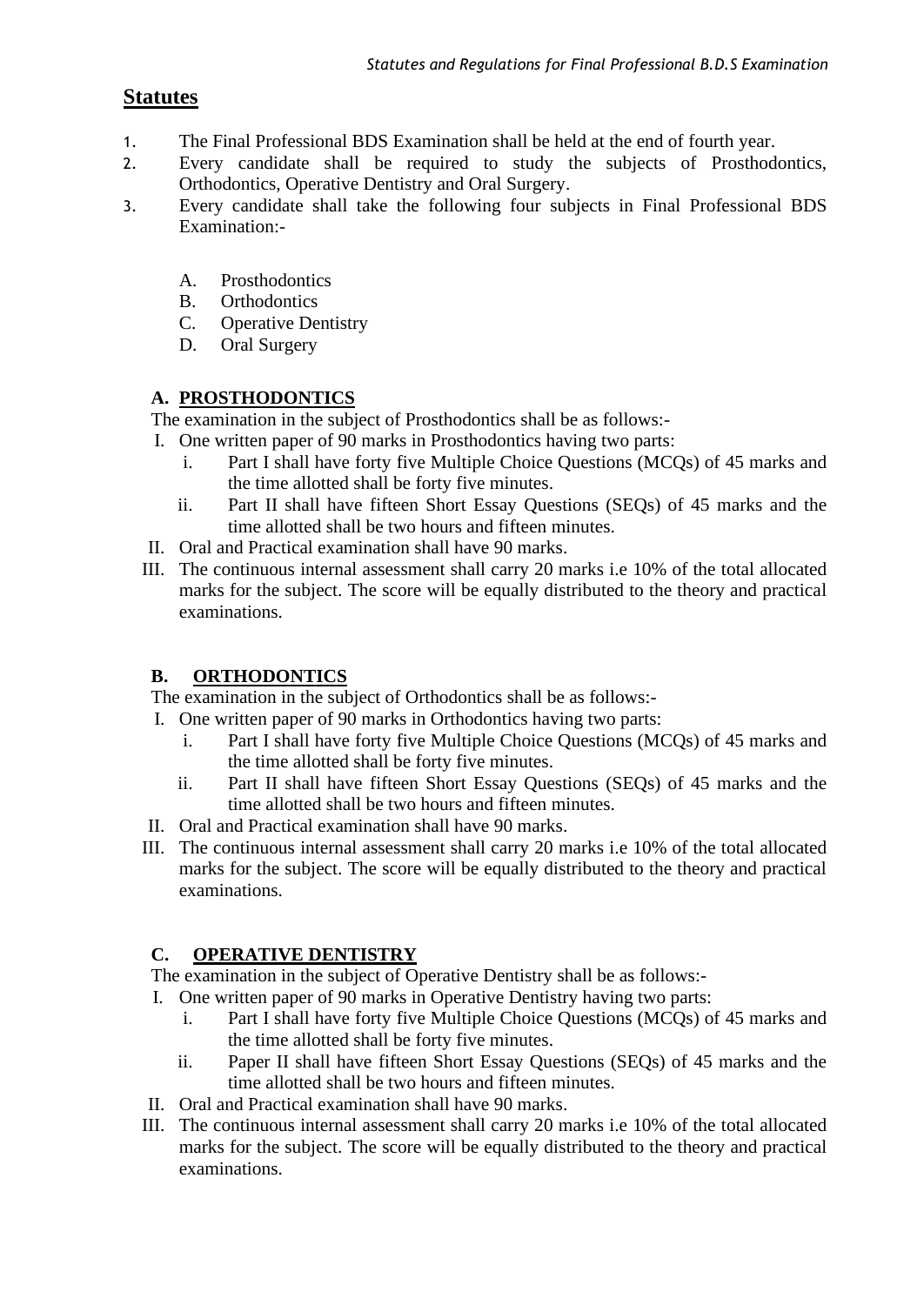# Statutes

1. The Final Professional BDS Examination shall be held at the end of fourth year.
2. Every candidate shall be required to study the subjects of Prosthodontics, Orthodontics, Operative Dentistry and Oral Surgery.
3. Every candidate shall take the following four subjects in Final Professional BDS Examination:-

   A. Prosthodontics
   B. Orthodontics
   C. Operative Dentistry
   D. Oral Surgery

## A. PROSTHODONTICS

The examination in the subject of Prosthodontics shall be as follows:-

I. One written paper of 90 marks in Prosthodontics having two parts:
   i. Part I shall have forty five Multiple Choice Questions (MCQs) of 45 marks and the time allotted shall be forty five minutes.
   ii. Part II shall have fifteen Short Essay Questions (SEQs) of 45 marks and the time allotted shall be two hours and fifteen minutes.

II. Oral and Practical examination shall have 90 marks.

III. The continuous internal assessment shall carry 20 marks i.e 10% of the total allocated marks for the subject. The score will be equally distributed to the theory and practical examinations.

## B. ORTHODONTICS

The examination in the subject of Orthodontics shall be as follows:-

I. One written paper of 90 marks in Orthodontics having two parts:
   i. Part I shall have forty five Multiple Choice Questions (MCQs) of 45 marks and the time allotted shall be forty five minutes.
   ii. Part II shall have fifteen Short Essay Questions (SEQs) of 45 marks and the time allotted shall be two hours and fifteen minutes.

II. Oral and Practical examination shall have 90 marks.

III. The continuous internal assessment shall carry 20 marks i.e 10% of the total allocated marks for the subject. The score will be equally distributed to the theory and practical examinations.

## C. OPERATIVE DENTISTRY

The examination in the subject of Operative Dentistry shall be as follows:-

I. One written paper of 90 marks in Operative Dentistry having two parts:
   i. Part I shall have forty five Multiple Choice Questions (MCQs) of 45 marks and the time allotted shall be forty five minutes.
   ii. Paper II shall have fifteen Short Essay Questions (SEQs) of 45 marks and the time allotted shall be two hours and fifteen minutes.

II. Oral and Practical examination shall have 90 marks.

III. The continuous internal assessment shall carry 20 marks i.e 10% of the total allocated marks for the subject. The score will be equally distributed to the theory and practical examinations.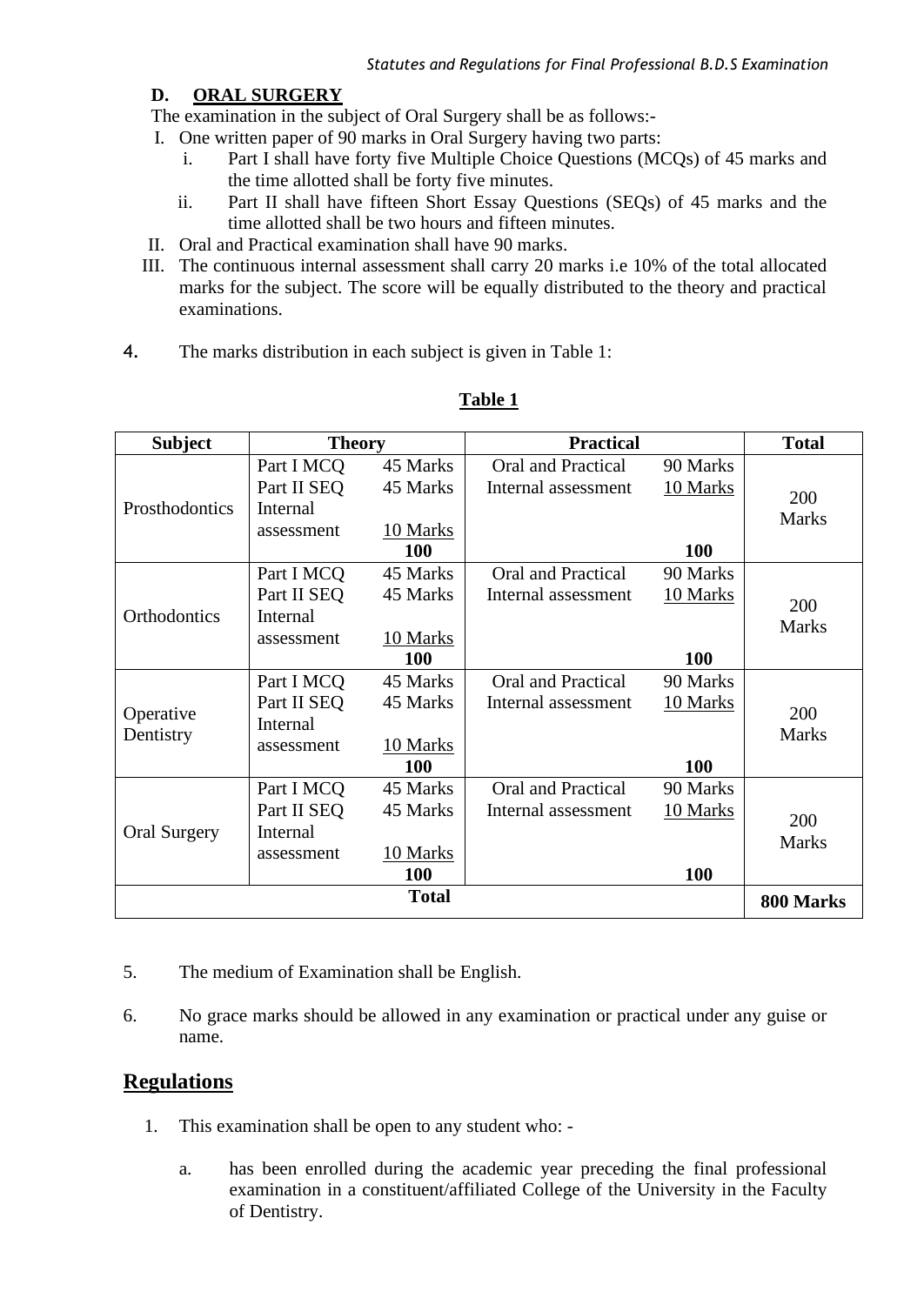### D. ORAL SURGERY

The examination in the subject of Oral Surgery shall be as follows:-

I. One written paper of 90 marks in Oral Surgery having two parts:
   i. Part I shall have forty five Multiple Choice Questions (MCQs) of 45 marks and the time allotted shall be forty five minutes.
   ii. Part II shall have fifteen Short Essay Questions (SEQs) of 45 marks and the time allotted shall be two hours and fifteen minutes.

II. Oral and Practical examination shall have 90 marks.

III. The continuous internal assessment shall carry 20 marks i.e 10% of the total allocated marks for the subject. The score will be equally distributed to the theory and practical examinations.

4. The marks distribution in each subject is given in Table 1:

**Table 1**

| Subject | Theory | | Practical | | Total |
|---|---|---|---|---|---|
| Prosthodontics | Part I MCQ<br>Part II SEQ<br>Internal assessment | 45 Marks<br>45 Marks<br>10 Marks<br>**100** | Oral and Practical<br>Internal assessment | 90 Marks<br>10 Marks<br>**100** | 200 Marks |
| Orthodontics | Part I MCQ<br>Part II SEQ<br>Internal assessment | 45 Marks<br>45 Marks<br>10 Marks<br>**100** | Oral and Practical<br>Internal assessment | 90 Marks<br>10 Marks<br>**100** | 200 Marks |
| Operative Dentistry | Part I MCQ<br>Part II SEQ<br>Internal assessment | 45 Marks<br>45 Marks<br>10 Marks<br>**100** | Oral and Practical<br>Internal assessment | 90 Marks<br>10 Marks<br>**100** | 200 Marks |
| Oral Surgery | Part I MCQ<br>Part II SEQ<br>Internal assessment | 45 Marks<br>45 Marks<br>10 Marks<br>**100** | Oral and Practical<br>Internal assessment | 90 Marks<br>10 Marks<br>**100** | 200 Marks |
| **Total** | | | | | **800 Marks** |

5. The medium of Examination shall be English.

6. No grace marks should be allowed in any examination or practical under any guise or name.

## Regulations

1. This examination shall be open to any student who: -

   a. has been enrolled during the academic year preceding the final professional examination in a constituent/affiliated College of the University in the Faculty of Dentistry.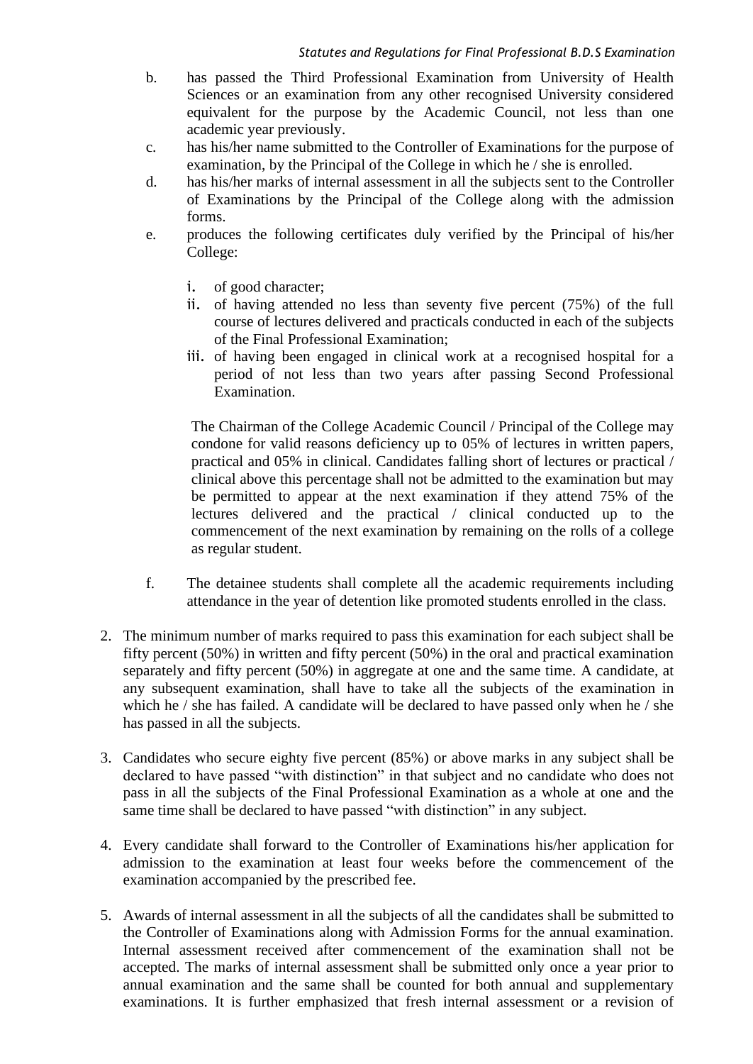b. has passed the Third Professional Examination from University of Health Sciences or an examination from any other recognised University considered equivalent for the purpose by the Academic Council, not less than one academic year previously.

c. has his/her name submitted to the Controller of Examinations for the purpose of examination, by the Principal of the College in which he / she is enrolled.

d. has his/her marks of internal assessment in all the subjects sent to the Controller of Examinations by the Principal of the College along with the admission forms.

e. produces the following certificates duly verified by the Principal of his/her College:

   i. of good character;
   ii. of having attended no less than seventy five percent (75%) of the full course of lectures delivered and practicals conducted in each of the subjects of the Final Professional Examination;
   iii. of having been engaged in clinical work at a recognised hospital for a period of not less than two years after passing Second Professional Examination.

   The Chairman of the College Academic Council / Principal of the College may condone for valid reasons deficiency up to 05% of lectures in written papers, practical and 05% in clinical. Candidates falling short of lectures or practical / clinical above this percentage shall not be admitted to the examination but may be permitted to appear at the next examination if they attend 75% of the lectures delivered and the practical / clinical conducted up to the commencement of the next examination by remaining on the rolls of a college as regular student.

f. The detainee students shall complete all the academic requirements including attendance in the year of detention like promoted students enrolled in the class.

2. The minimum number of marks required to pass this examination for each subject shall be fifty percent (50%) in written and fifty percent (50%) in the oral and practical examination separately and fifty percent (50%) in aggregate at one and the same time. A candidate, at any subsequent examination, shall have to take all the subjects of the examination in which he / she has failed. A candidate will be declared to have passed only when he / she has passed in all the subjects.

3. Candidates who secure eighty five percent (85%) or above marks in any subject shall be declared to have passed "with distinction" in that subject and no candidate who does not pass in all the subjects of the Final Professional Examination as a whole at one and the same time shall be declared to have passed "with distinction" in any subject.

4. Every candidate shall forward to the Controller of Examinations his/her application for admission to the examination at least four weeks before the commencement of the examination accompanied by the prescribed fee.

5. Awards of internal assessment in all the subjects of all the candidates shall be submitted to the Controller of Examinations along with Admission Forms for the annual examination. Internal assessment received after commencement of the examination shall not be accepted. The marks of internal assessment shall be submitted only once a year prior to annual examination and the same shall be counted for both annual and supplementary examinations. It is further emphasized that fresh internal assessment or a revision of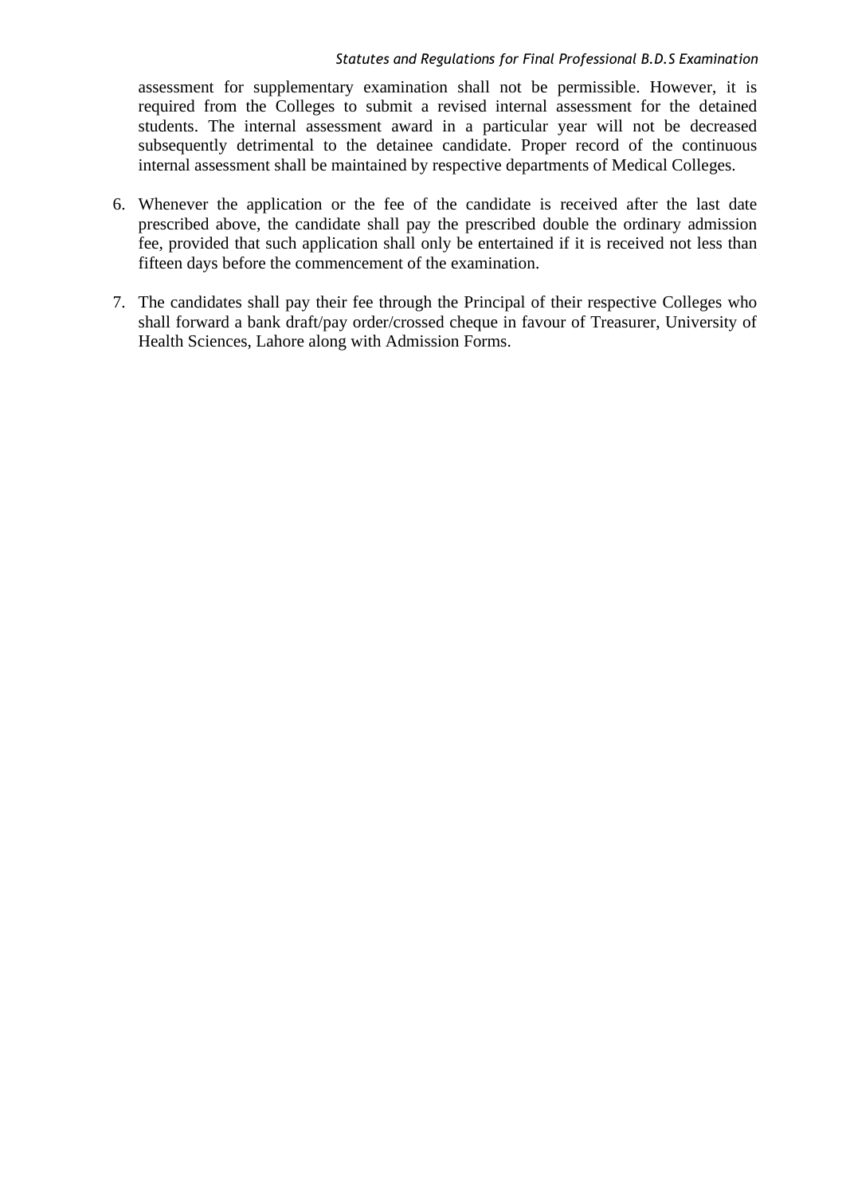assessment for supplementary examination shall not be permissible. However, it is required from the Colleges to submit a revised internal assessment for the detained students. The internal assessment award in a particular year will not be decreased subsequently detrimental to the detainee candidate. Proper record of the continuous internal assessment shall be maintained by respective departments of Medical Colleges.

6. Whenever the application or the fee of the candidate is received after the last date prescribed above, the candidate shall pay the prescribed double the ordinary admission fee, provided that such application shall only be entertained if it is received not less than fifteen days before the commencement of the examination.

7. The candidates shall pay their fee through the Principal of their respective Colleges who shall forward a bank draft/pay order/crossed cheque in favour of Treasurer, University of Health Sciences, Lahore along with Admission Forms.